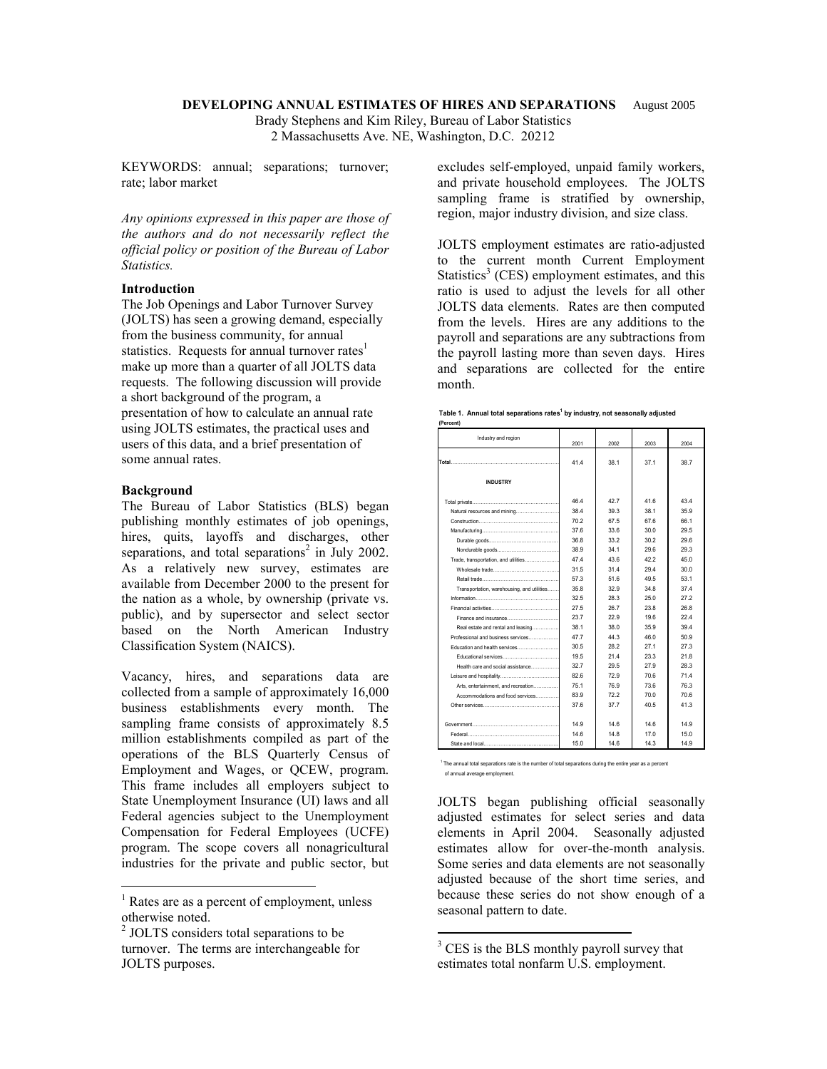**DEVELOPING ANNUAL ESTIMATES OF HIRES AND SEPARATIONS** August 2005

Brady Stephens and Kim Riley, Bureau of Labor Statistics
2 Massachusetts Ave. NE, Washington, D.C. 20212

KEYWORDS: annual; separations; turnover; rate; labor market

*Any opinions expressed in this paper are those of the authors and do not necessarily reflect the official policy or position of the Bureau of Labor Statistics.*

### Introduction

The Job Openings and Labor Turnover Survey (JOLTS) has seen a growing demand, especially from the business community, for annual statistics. Requests for annual turnover rates[1] make up more than a quarter of all JOLTS data requests. The following discussion will provide a short background of the program, a presentation of how to calculate an annual rate using JOLTS estimates, the practical uses and users of this data, and a brief presentation of some annual rates.

### Background

The Bureau of Labor Statistics (BLS) began publishing monthly estimates of job openings, hires, quits, layoffs and discharges, other separations, and total separations[2] in July 2002. As a relatively new survey, estimates are available from December 2000 to the present for the nation as a whole, by ownership (private vs. public), and by supersector and select sector based on the North American Industry Classification System (NAICS).

Vacancy, hires, and separations data are collected from a sample of approximately 16,000 business establishments every month. The sampling frame consists of approximately 8.5 million establishments compiled as part of the operations of the BLS Quarterly Census of Employment and Wages, or QCEW, program. This frame includes all employers subject to State Unemployment Insurance (UI) laws and all Federal agencies subject to the Unemployment Compensation for Federal Employees (UCFE) program. The scope covers all nonagricultural industries for the private and public sector, but excludes self-employed, unpaid family workers, and private household employees. The JOLTS sampling frame is stratified by ownership, region, major industry division, and size class.

JOLTS employment estimates are ratio-adjusted to the current month Current Employment Statistics[3] (CES) employment estimates, and this ratio is used to adjust the levels for all other JOLTS data elements. Rates are then computed from the levels. Hires are any additions to the payroll and separations are any subtractions from the payroll lasting more than seven days. Hires and separations are collected for the entire month.

**Table 1. Annual total separations rates[1] by industry, not seasonally adjusted (Percent)**

| Industry and region | 2001 | 2002 | 2003 | 2004 |
|---|---|---|---|---|
| **Total** | 41.4 | 38.1 | 37.1 | 38.7 |
| **INDUSTRY** | | | | |
| Total private | 46.4 | 42.7 | 41.6 | 43.4 |
| Natural resources and mining | 38.4 | 39.3 | 38.1 | 35.9 |
| Construction | 70.2 | 67.5 | 67.6 | 66.1 |
| Manufacturing | 37.6 | 33.6 | 30.0 | 29.5 |
| Durable goods | 36.8 | 33.2 | 30.2 | 29.6 |
| Nondurable goods | 38.9 | 34.1 | 29.6 | 29.3 |
| Trade, transportation, and utilities | 47.4 | 43.6 | 42.2 | 45.0 |
| Wholesale trade | 31.5 | 31.4 | 29.4 | 30.0 |
| Retail trade | 57.3 | 51.6 | 49.5 | 53.1 |
| Transportation, warehousing, and utilities | 35.8 | 32.9 | 34.8 | 37.4 |
| Information | 32.5 | 28.3 | 25.0 | 27.2 |
| Financial activities | 27.5 | 26.7 | 23.8 | 26.8 |
| Finance and insurance | 23.7 | 22.9 | 19.6 | 22.4 |
| Real estate and rental and leasing | 38.1 | 38.0 | 35.9 | 39.4 |
| Professional and business services | 47.7 | 44.3 | 46.0 | 50.9 |
| Education and health services | 30.5 | 28.2 | 27.1 | 27.3 |
| Educational services | 19.5 | 21.4 | 23.3 | 21.8 |
| Health care and social assistance | 32.7 | 29.5 | 27.9 | 28.3 |
| Leisure and hospitality | 82.6 | 72.9 | 70.6 | 71.4 |
| Arts, entertainment, and recreation | 75.1 | 76.9 | 73.6 | 76.3 |
| Accommodations and food services | 83.9 | 72.2 | 70.0 | 70.6 |
| Other services | 37.6 | 37.7 | 40.5 | 41.3 |
| Government | 14.9 | 14.6 | 14.6 | 14.9 |
| Federal | 14.6 | 14.8 | 17.0 | 15.0 |
| State and local | 15.0 | 14.6 | 14.3 | 14.9 |

[1] The annual total separations rate is the number of total separations during the entire year as a percent of annual average employment.

JOLTS began publishing official seasonally adjusted estimates for select series and data elements in April 2004. Seasonally adjusted estimates allow for over-the-month analysis. Some series and data elements are not seasonally adjusted because of the short time series, and because these series do not show enough of a seasonal pattern to date.

---

[1] Rates are as a percent of employment, unless otherwise noted.

[2] JOLTS considers total separations to be turnover. The terms are interchangeable for JOLTS purposes.

[3] CES is the BLS monthly payroll survey that estimates total nonfarm U.S. employment.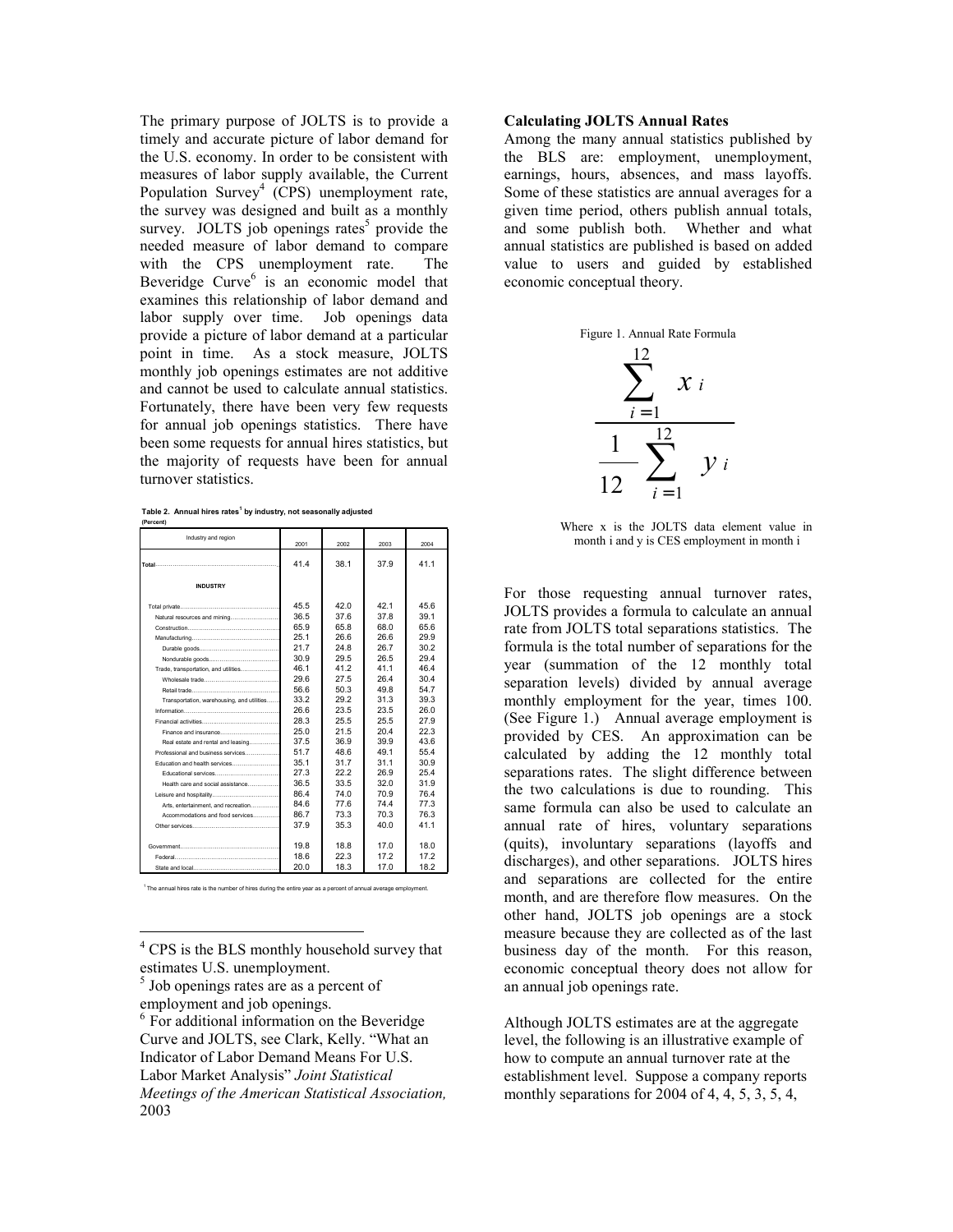The primary purpose of JOLTS is to provide a timely and accurate picture of labor demand for the U.S. economy. In order to be consistent with measures of labor supply available, the Current Population Survey[4] (CPS) unemployment rate, the survey was designed and built as a monthly survey. JOLTS job openings rates[5] provide the needed measure of labor demand to compare with the CPS unemployment rate. The Beveridge Curve[6] is an economic model that examines this relationship of labor demand and labor supply over time. Job openings data provide a picture of labor demand at a particular point in time. As a stock measure, JOLTS monthly job openings estimates are not additive and cannot be used to calculate annual statistics. Fortunately, there have been very few requests for annual job openings statistics. There have been some requests for annual hires statistics, but the majority of requests have been for annual turnover statistics.

**Table 2. Annual hires rates[1] by industry, not seasonally adjusted**
**(Percent)**

| Industry and region | 2001 | 2002 | 2003 | 2004 |
|---|---|---|---|---|
| **Total** | 41.4 | 38.1 | 37.9 | 41.1 |
| **INDUSTRY** | | | | |
| Total private | 45.5 | 42.0 | 42.1 | 45.6 |
| Natural resources and mining | 36.5 | 37.6 | 37.8 | 39.1 |
| Construction | 65.9 | 65.8 | 68.0 | 65.6 |
| Manufacturing | 25.1 | 26.6 | 26.6 | 29.9 |
| Durable goods | 21.7 | 24.8 | 26.7 | 30.2 |
| Nondurable goods | 30.9 | 29.5 | 26.5 | 29.4 |
| Trade, transportation, and utilities | 46.1 | 41.2 | 41.1 | 46.4 |
| Wholesale trade | 29.6 | 27.5 | 26.4 | 30.4 |
| Retail trade | 56.6 | 50.3 | 49.8 | 54.7 |
| Transportation, warehousing, and utilities | 33.2 | 29.2 | 31.3 | 39.3 |
| Information | 26.6 | 23.5 | 23.5 | 26.0 |
| Financial activities | 28.3 | 25.5 | 25.5 | 27.9 |
| Finance and insurance | 25.0 | 21.5 | 20.4 | 22.3 |
| Real estate and rental and leasing | 37.5 | 36.9 | 39.9 | 43.6 |
| Professional and business services | 51.7 | 48.6 | 49.1 | 55.4 |
| Education and health services | 35.1 | 31.7 | 31.1 | 30.9 |
| Educational services | 27.3 | 22.2 | 26.9 | 25.4 |
| Health care and social assistance | 36.5 | 33.5 | 32.0 | 31.9 |
| Leisure and hospitality | 86.4 | 74.0 | 70.9 | 76.4 |
| Arts, entertainment, and recreation | 84.6 | 77.6 | 74.4 | 77.3 |
| Accommodations and food services | 86.7 | 73.3 | 70.3 | 76.3 |
| Other services | 37.9 | 35.3 | 40.0 | 41.1 |
| Government | 19.8 | 18.8 | 17.0 | 18.0 |
| Federal | 18.6 | 22.3 | 17.2 | 17.2 |
| State and local | 20.0 | 18.3 | 17.0 | 18.2 |

[1] The annual hires rate is the number of hires during the entire year as a percent of annual average employment.

[4] CPS is the BLS monthly household survey that estimates U.S. unemployment.

[5] Job openings rates are as a percent of employment and job openings.

[6] For additional information on the Beveridge Curve and JOLTS, see Clark, Kelly. "What an Indicator of Labor Demand Means For U.S. Labor Market Analysis" *Joint Statistical Meetings of the American Statistical Association,* 2003

**Calculating JOLTS Annual Rates**

Among the many annual statistics published by the BLS are: employment, unemployment, earnings, hours, absences, and mass layoffs. Some of these statistics are annual averages for a given time period, others publish annual totals, and some publish both. Whether and what annual statistics are published is based on added value to users and guided by established economic conceptual theory.

Figure 1. Annual Rate Formula

$$\frac{\sum_{i=1}^{12} x_i}{\frac{1}{12}\sum_{i=1}^{12} y_i}$$

Where x is the JOLTS data element value in month i and y is CES employment in month i

For those requesting annual turnover rates, JOLTS provides a formula to calculate an annual rate from JOLTS total separations statistics. The formula is the total number of separations for the year (summation of the 12 monthly total separation levels) divided by annual average monthly employment for the year, times 100. (See Figure 1.) Annual average employment is provided by CES. An approximation can be calculated by adding the 12 monthly total separations rates. The slight difference between the two calculations is due to rounding. This same formula can also be used to calculate an annual rate of hires, voluntary separations (quits), involuntary separations (layoffs and discharges), and other separations. JOLTS hires and separations are collected for the entire month, and are therefore flow measures. On the other hand, JOLTS job openings are a stock measure because they are collected as of the last business day of the month. For this reason, economic conceptual theory does not allow for an annual job openings rate.

Although JOLTS estimates are at the aggregate level, the following is an illustrative example of how to compute an annual turnover rate at the establishment level. Suppose a company reports monthly separations for 2004 of 4, 4, 5, 3, 5, 4,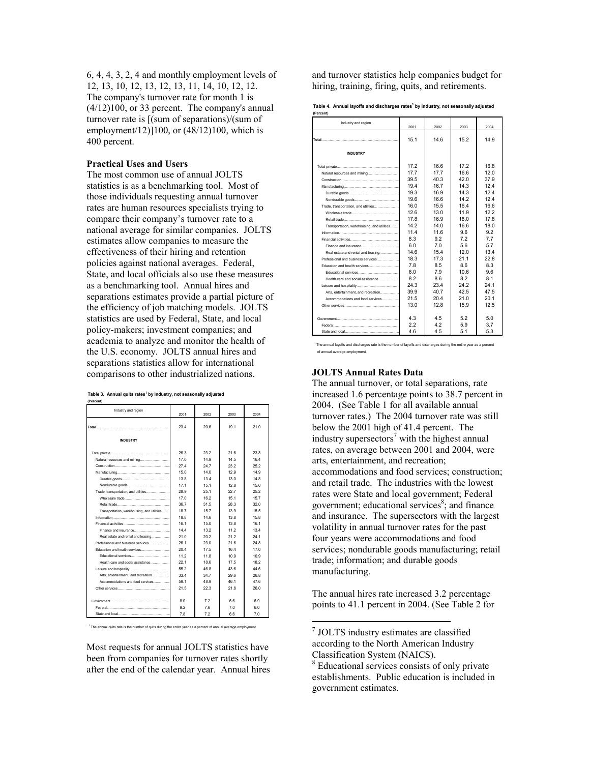6, 4, 4, 3, 2, 4 and monthly employment levels of 12, 13, 10, 12, 13, 12, 13, 11, 14, 10, 12, 12. The company's turnover rate for month 1 is (4/12)100, or 33 percent. The company's annual turnover rate is [(sum of separations)/(sum of employment/12)]100, or (48/12)100, which is 400 percent.

### Practical Uses and Users

The most common use of annual JOLTS statistics is as a benchmarking tool. Most of those individuals requesting annual turnover rates are human resources specialists trying to compare their company's turnover rate to a national average for similar companies. JOLTS estimates allow companies to measure the effectiveness of their hiring and retention policies against national averages. Federal, State, and local officials also use these measures as a benchmarking tool. Annual hires and separations estimates provide a partial picture of the efficiency of job matching models. JOLTS statistics are used by Federal, State, and local policy-makers; investment companies; and academia to analyze and monitor the health of the U.S. economy. JOLTS annual hires and separations statistics allow for international comparisons to other industrialized nations.

**Table 3. Annual quits rates[1] by industry, not seasonally adjusted (Percent)**

| Industry and region | 2001 | 2002 | 2003 | 2004 |
|---|---|---|---|---|
| Total | 23.4 | 20.6 | 19.1 | 21.0 |
| **INDUSTRY** | | | | |
| Total private | 26.3 | 23.2 | 21.6 | 23.8 |
| Natural resources and mining | 17.0 | 14.9 | 14.5 | 16.4 |
| Construction | 27.4 | 24.7 | 23.2 | 25.2 |
| Manufacturing | 15.0 | 14.0 | 12.9 | 14.9 |
| Durable goods | 13.8 | 13.4 | 13.0 | 14.8 |
| Nondurable goods | 17.1 | 15.1 | 12.8 | 15.0 |
| Trade, transportation, and utilities | 28.9 | 25.1 | 22.7 | 25.2 |
| Wholesale trade | 17.0 | 16.2 | 15.1 | 15.7 |
| Retail trade | 36.7 | 31.5 | 28.3 | 32.0 |
| Transportation, warehousing, and utilities | 18.7 | 15.7 | 13.9 | 15.5 |
| Information | 18.8 | 14.6 | 13.8 | 15.8 |
| Financial activities | 16.1 | 15.0 | 13.8 | 16.1 |
| Finance and insurance | 14.4 | 13.2 | 11.2 | 13.4 |
| Real estate and rental and leasing | 21.0 | 20.2 | 21.2 | 24.1 |
| Professional and business services | 26.1 | 23.0 | 21.6 | 24.8 |
| Education and health services | 20.4 | 17.5 | 16.4 | 17.0 |
| Educational services | 11.2 | 11.8 | 10.9 | 10.9 |
| Health care and social assistance | 22.1 | 18.6 | 17.5 | 18.2 |
| Leisure and hospitality | 55.2 | 46.8 | 43.6 | 44.6 |
| Arts, entertainment, and recreation | 33.4 | 34.7 | 29.6 | 26.8 |
| Accommodations and food services | 59.1 | 48.9 | 46.1 | 47.6 |
| Other services | 21.5 | 22.3 | 21.8 | 26.0 |
| Government | 8.0 | 7.2 | 6.6 | 6.9 |
| Federal | 9.2 | 7.6 | 7.0 | 6.0 |
| State and local | 7.8 | 7.2 | 6.6 | 7.0 |

[1] The annual quits rate is the number of quits during the entire year as a percent of annual average employment.

Most requests for annual JOLTS statistics have been from companies for turnover rates shortly after the end of the calendar year. Annual hires and turnover statistics help companies budget for hiring, training, firing, quits, and retirements.

**Table 4. Annual layoffs and discharges rates[1] by industry, not seasonally adjusted (Percent)**

| Industry and region | 2001 | 2002 | 2003 | 2004 |
|---|---|---|---|---|
| Total | 15.1 | 14.6 | 15.2 | 14.9 |
| **INDUSTRY** | | | | |
| Total private | 17.2 | 16.6 | 17.2 | 16.8 |
| Natural resources and mining | 17.7 | 17.7 | 16.6 | 12.0 |
| Construction | 39.5 | 40.3 | 42.0 | 37.9 |
| Manufacturing | 19.4 | 16.7 | 14.3 | 12.4 |
| Durable goods | 19.3 | 16.9 | 14.3 | 12.4 |
| Nondurable goods | 19.6 | 16.6 | 14.2 | 12.4 |
| Trade, transportation, and utilities | 16.0 | 15.5 | 16.4 | 16.6 |
| Wholesale trade | 12.6 | 13.0 | 11.9 | 12.2 |
| Retail trade | 17.8 | 16.9 | 18.0 | 17.8 |
| Transportation, warehousing, and utilities | 14.2 | 14.0 | 16.6 | 18.0 |
| Information | 11.4 | 11.6 | 9.6 | 9.2 |
| Financial activities | 8.3 | 9.2 | 7.2 | 7.7 |
| Finance and insurance | 6.0 | 7.0 | 5.6 | 5.7 |
| Real estate and rental and leasing | 14.6 | 15.4 | 12.0 | 13.4 |
| Professional and business services | 18.3 | 17.3 | 21.1 | 22.8 |
| Education and health services | 7.8 | 8.5 | 8.6 | 8.3 |
| Educational services | 6.0 | 7.9 | 10.6 | 9.6 |
| Health care and social assistance | 8.2 | 8.6 | 8.2 | 8.1 |
| Leisure and hospitality | 24.3 | 23.4 | 24.2 | 24.1 |
| Arts, entertainment, and recreation | 39.9 | 40.7 | 42.5 | 47.5 |
| Accommodations and food services | 21.5 | 20.4 | 21.0 | 20.1 |
| Other services | 13.0 | 12.8 | 15.9 | 12.5 |
| Government | 4.3 | 4.5 | 5.2 | 5.0 |
| Federal | 2.2 | 4.2 | 5.9 | 3.7 |
| State and local | 4.6 | 4.5 | 5.1 | 5.3 |

[1] The annual layoffs and discharges rate is the number of layoffs and discharges during the entire year as a percent of annual average employment.

### JOLTS Annual Rates Data

The annual turnover, or total separations, rate increased 1.6 percentage points to 38.7 percent in 2004. (See Table 1 for all available annual turnover rates.) The 2004 turnover rate was still below the 2001 high of 41.4 percent. The industry supersectors[7] with the highest annual rates, on average between 2001 and 2004, were arts, entertainment, and recreation; accommodations and food services; construction; and retail trade. The industries with the lowest rates were State and local government; Federal government; educational services[8]; and finance and insurance. The supersectors with the largest volatility in annual turnover rates for the past four years were accommodations and food services; nondurable goods manufacturing; retail trade; information; and durable goods manufacturing.

The annual hires rate increased 3.2 percentage points to 41.1 percent in 2004. (See Table 2 for

[7] JOLTS industry estimates are classified according to the North American Industry Classification System (NAICS).

[8] Educational services consists of only private establishments. Public education is included in government estimates.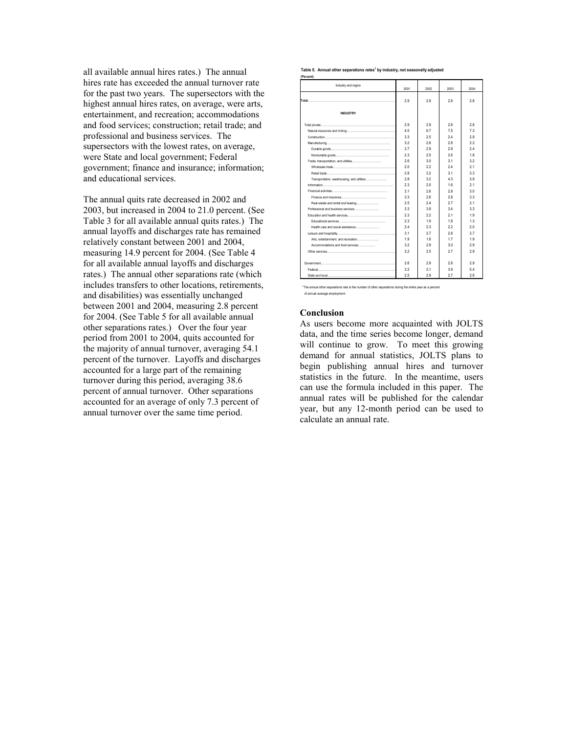all available annual hires rates.) The annual hires rate has exceeded the annual turnover rate for the past two years. The supersectors with the highest annual hires rates, on average, were arts, entertainment, and recreation; accommodations and food services; construction; retail trade; and professional and business services. The supersectors with the lowest rates, on average, were State and local government; Federal government; finance and insurance; information; and educational services.

The annual quits rate decreased in 2002 and 2003, but increased in 2004 to 21.0 percent. (See Table 3 for all available annual quits rates.) The annual layoffs and discharges rate has remained relatively constant between 2001 and 2004, measuring 14.9 percent for 2004. (See Table 4 for all available annual layoffs and discharges rates.) The annual other separations rate (which includes transfers to other locations, retirements, and disabilities) was essentially unchanged between 2001 and 2004, measuring 2.8 percent for 2004. (See Table 5 for all available annual other separations rates.) Over the four year period from 2001 to 2004, quits accounted for the majority of annual turnover, averaging 54.1 percent of the turnover. Layoffs and discharges accounted for a large part of the remaining turnover during this period, averaging 38.6 percent of annual turnover. Other separations accounted for an average of only 7.3 percent of annual turnover over the same time period.

**Table 5. Annual other separations rates[1] by industry, not seasonally adjusted**
**(Percent)**

| Industry and region | 2001 | 2002 | 2003 | 2004 |
|---|---|---|---|---|
| **Total** | 2.9 | 2.9 | 2.8 | 2.8 |
| **INDUSTRY** | | | | |
| Total private | 2.9 | 2.9 | 2.8 | 2.8 |
| Natural resources and mining | 4.0 | 6.7 | 7.5 | 7.3 |
| Construction | 3.3 | 2.5 | 2.4 | 2.9 |
| Manufacturing | 3.2 | 2.8 | 2.8 | 2.2 |
| Durable goods | 3.7 | 2.9 | 2.9 | 2.4 |
| Nondurable goods | 2.3 | 2.5 | 2.6 | 1.8 |
| Trade, transportation, and utilities | 2.6 | 3.0 | 3.1 | 3.2 |
| Wholesale trade | 2.0 | 2.2 | 2.4 | 2.1 |
| Retail trade | 2.8 | 3.2 | 3.1 | 3.3 |
| Transportation, warehousing, and utilities | 2.8 | 3.2 | 4.3 | 3.9 |
| Information | 2.3 | 2.0 | 1.6 | 2.1 |
| Financial activities | 3.1 | 2.6 | 2.8 | 3.0 |
| Finance and insurance | 3.3 | 2.6 | 2.8 | 3.3 |
| Real estate and rental and leasing | 2.5 | 2.4 | 2.7 | 2.1 |
| Professional and business services | 3.3 | 3.9 | 3.4 | 3.3 |
| Education and health services | 2.3 | 2.2 | 2.1 | 1.9 |
| Educational services | 2.3 | 1.9 | 1.8 | 1.3 |
| Health care and social assistance | 2.4 | 2.3 | 2.2 | 2.0 |
| Leisure and hospitality | 3.1 | 2.7 | 2.8 | 2.7 |
| Arts, entertainment, and recreation | 1.9 | 1.6 | 1.7 | 1.9 |
| Accommodations and food services | 3.2 | 2.9 | 3.0 | 2.9 |
| Other services | 3.2 | 2.5 | 2.7 | 2.9 |
| Government | 2.6 | 2.9 | 2.8 | 2.9 |
| Federal | 3.2 | 3.1 | 3.9 | 5.4 |
| State and local | 2.5 | 2.9 | 2.7 | 2.6 |

[1] The annual other separations rate is the number of other separations during the entire year as a percent of annual average employment.

## Conclusion

As users become more acquainted with JOLTS data, and the time series become longer, demand will continue to grow. To meet this growing demand for annual statistics, JOLTS plans to begin publishing annual hires and turnover statistics in the future. In the meantime, users can use the formula included in this paper. The annual rates will be published for the calendar year, but any 12-month period can be used to calculate an annual rate.